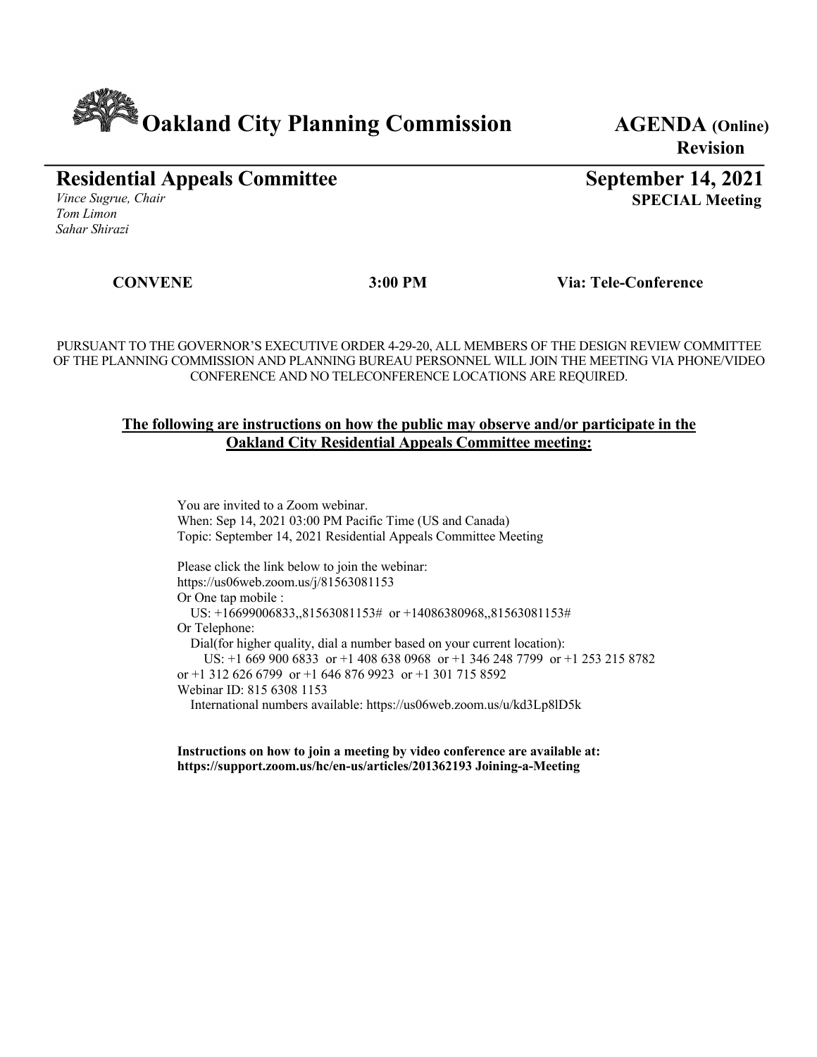# Oakland City Planning Commission

**AGENDA (Online)**
**Revision**

## Residential Appeals Committee

*Vince Sugrue, Chair*
*Tom Limon*
*Sahar Shirazi*

**September 14, 2021**
**SPECIAL Meeting**

**CONVENE** **3:00 PM** **Via: Tele-Conference**

PURSUANT TO THE GOVERNOR'S EXECUTIVE ORDER 4-29-20, ALL MEMBERS OF THE DESIGN REVIEW COMMITTEE OF THE PLANNING COMMISSION AND PLANNING BUREAU PERSONNEL WILL JOIN THE MEETING VIA PHONE/VIDEO CONFERENCE AND NO TELECONFERENCE LOCATIONS ARE REQUIRED.

**The following are instructions on how the public may observe and/or participate in the Oakland City Residential Appeals Committee meeting:**

You are invited to a Zoom webinar.
When: Sep 14, 2021 03:00 PM Pacific Time (US and Canada)
Topic: September 14, 2021 Residential Appeals Committee Meeting

Please click the link below to join the webinar:
https://us06web.zoom.us/j/81563081153
Or One tap mobile :
US: +16699006833,,81563081153# or +14086380968,,81563081153#
Or Telephone:
Dial(for higher quality, dial a number based on your current location):
US: +1 669 900 6833 or +1 408 638 0968 or +1 346 248 7799 or +1 253 215 8782 or +1 312 626 6799 or +1 646 876 9923 or +1 301 715 8592
Webinar ID: 815 6308 1153
International numbers available: https://us06web.zoom.us/u/kd3Lp8lD5k

**Instructions on how to join a meeting by video conference are available at: https://support.zoom.us/hc/en-us/articles/201362193 Joining-a-Meeting**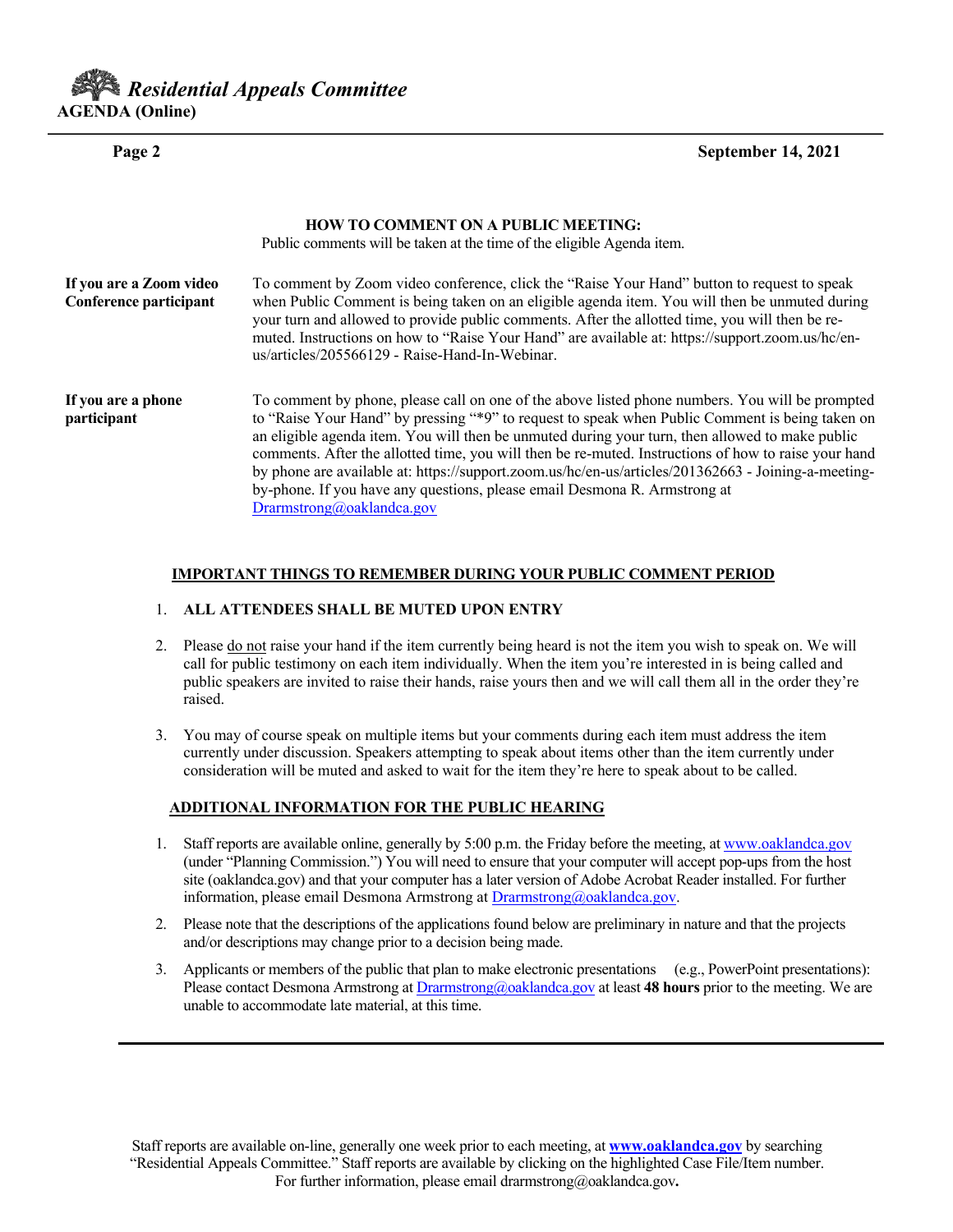### HOW TO COMMENT ON A PUBLIC MEETING:

Public comments will be taken at the time of the eligible Agenda item.

**If you are a Zoom video Conference participant**

To comment by Zoom video conference, click the "Raise Your Hand" button to request to speak when Public Comment is being taken on an eligible agenda item. You will then be unmuted during your turn and allowed to provide public comments. After the allotted time, you will then be re-muted. Instructions on how to "Raise Your Hand" are available at: https://support.zoom.us/hc/en-us/articles/205566129 - Raise-Hand-In-Webinar.

**If you are a phone participant**

To comment by phone, please call on one of the above listed phone numbers. You will be prompted to "Raise Your Hand" by pressing "*9" to request to speak when Public Comment is being taken on an eligible agenda item. You will then be unmuted during your turn, then allowed to make public comments. After the allotted time, you will then be re-muted. Instructions of how to raise your hand by phone are available at: https://support.zoom.us/hc/en-us/articles/201362663 - Joining-a-meeting-by-phone. If you have any questions, please email Desmona R. Armstrong at Drarmstrong@oaklandca.gov

### IMPORTANT THINGS TO REMEMBER DURING YOUR PUBLIC COMMENT PERIOD

1. **ALL ATTENDEES SHALL BE MUTED UPON ENTRY**
2. Please do not raise your hand if the item currently being heard is not the item you wish to speak on. We will call for public testimony on each item individually. When the item you're interested in is being called and public speakers are invited to raise their hands, raise yours then and we will call them all in the order they're raised.
3. You may of course speak on multiple items but your comments during each item must address the item currently under discussion. Speakers attempting to speak about items other than the item currently under consideration will be muted and asked to wait for the item they're here to speak about to be called.

### ADDITIONAL INFORMATION FOR THE PUBLIC HEARING

1. Staff reports are available online, generally by 5:00 p.m. the Friday before the meeting, at www.oaklandca.gov (under "Planning Commission.") You will need to ensure that your computer will accept pop-ups from the host site (oaklandca.gov) and that your computer has a later version of Adobe Acrobat Reader installed. For further information, please email Desmona Armstrong at Drarmstrong@oaklandca.gov.
2. Please note that the descriptions of the applications found below are preliminary in nature and that the projects and/or descriptions may change prior to a decision being made.
3. Applicants or members of the public that plan to make electronic presentations (e.g., PowerPoint presentations): Please contact Desmona Armstrong at Drarmstrong@oaklandca.gov at least **48 hours** prior to the meeting. We are unable to accommodate late material, at this time.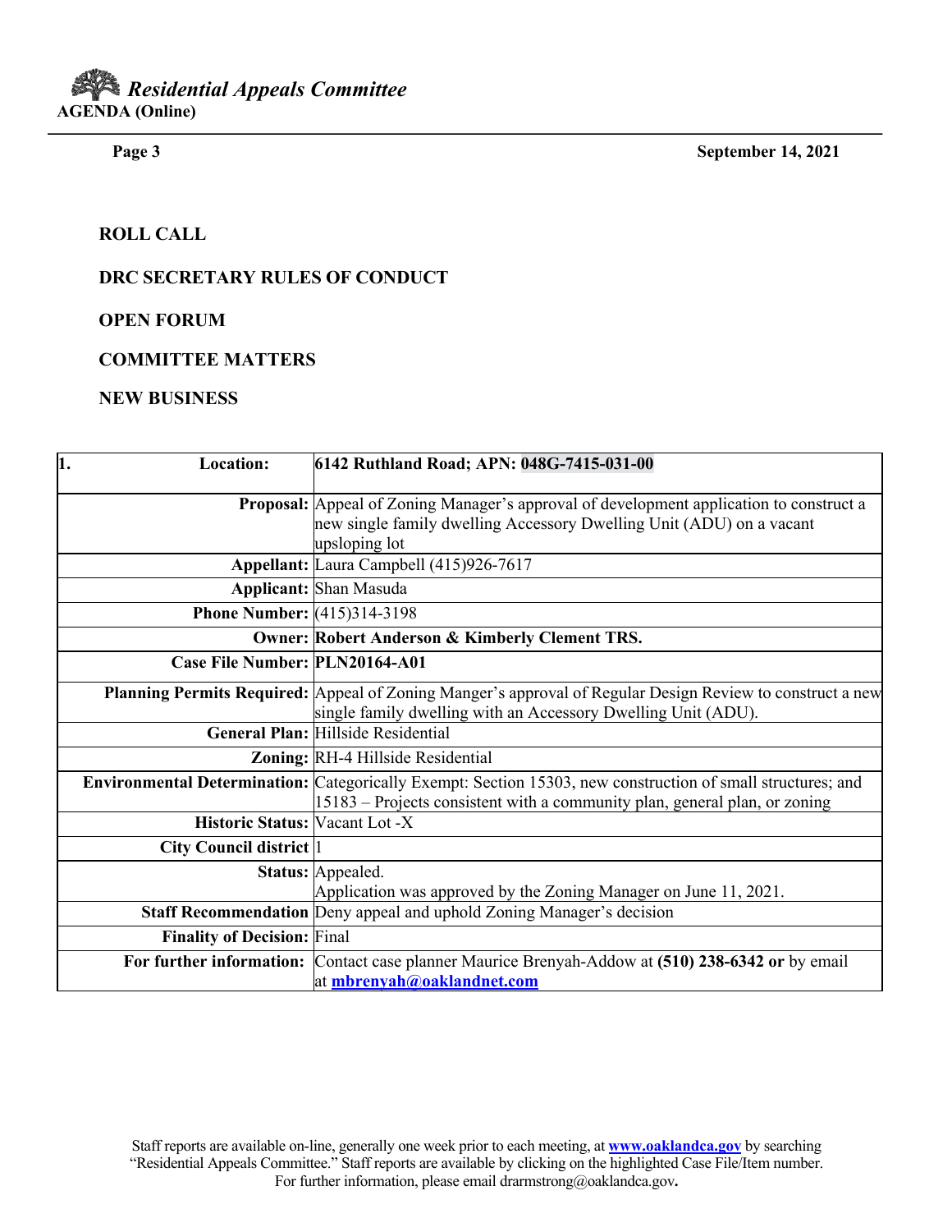ROLL CALL

DRC SECRETARY RULES OF CONDUCT

OPEN FORUM

COMMITTEE MATTERS

NEW BUSINESS

| 1. Location: | 6142 Ruthland Road; APN: 048G-7415-031-00 |
|---|---|
| Proposal: | Appeal of Zoning Manager's approval of development application to construct a new single family dwelling Accessory Dwelling Unit (ADU) on a vacant upsloping lot |
| Appellant: | Laura Campbell (415)926-7617 |
| Applicant: | Shan Masuda |
| Phone Number: | (415)314-3198 |
| Owner: | **Robert Anderson & Kimberly Clement TRS.** |
| Case File Number: | **PLN20164-A01** |
| Planning Permits Required: | Appeal of Zoning Manger's approval of Regular Design Review to construct a new single family dwelling with an Accessory Dwelling Unit (ADU). |
| General Plan: | Hillside Residential |
| Zoning: | RH-4 Hillside Residential |
| Environmental Determination: | Categorically Exempt: Section 15303, new construction of small structures; and 15183 – Projects consistent with a community plan, general plan, or zoning |
| Historic Status: | Vacant Lot -X |
| City Council district | 1 |
| Status: | Appealed. Application was approved by the Zoning Manager on June 11, 2021. |
| Staff Recommendation | Deny appeal and uphold Zoning Manager's decision |
| Finality of Decision: | Final |
| For further information: | Contact case planner Maurice Brenyah-Addow at **(510) 238-6342 or** by email at **mbrenyah@oaklandnet.com** |

Staff reports are available on-line, generally one week prior to each meeting, at **www.oaklandca.gov** by searching "Residential Appeals Committee." Staff reports are available by clicking on the highlighted Case File/Item number. For further information, please email drarmstrong@oaklandca.gov**.**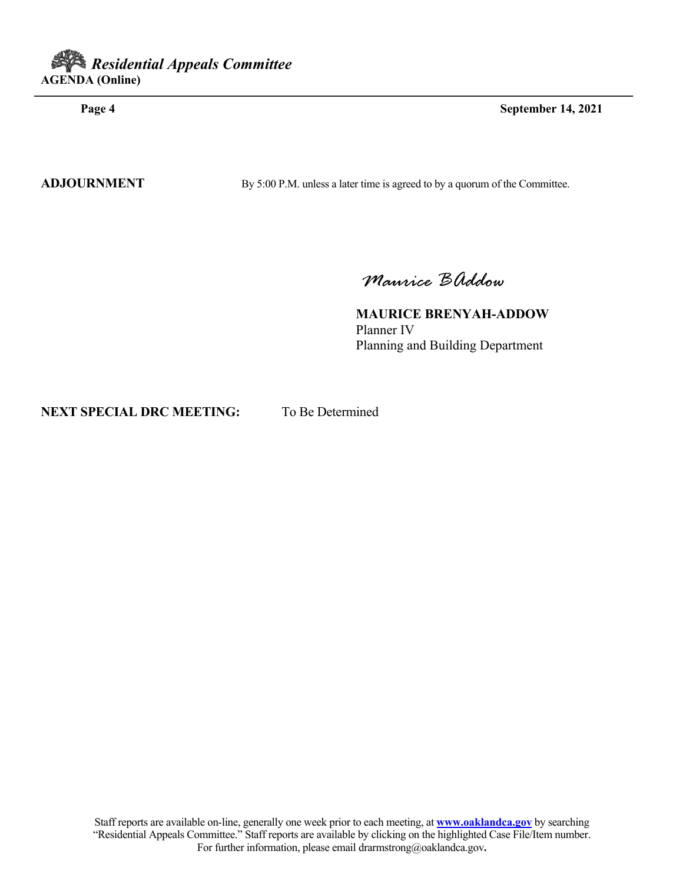**ADJOURNMENT** By 5:00 P.M. unless a later time is agreed to by a quorum of the Committee.

*Maurice BAddow*

**MAURICE BRENYAH-ADDOW**
Planner IV
Planning and Building Department

**NEXT SPECIAL DRC MEETING:** To Be Determined

Staff reports are available on-line, generally one week prior to each meeting, at **www.oaklandca.gov** by searching "Residential Appeals Committee." Staff reports are available by clicking on the highlighted Case File/Item number. For further information, please email drarmstrong@oaklandca.gov**.**